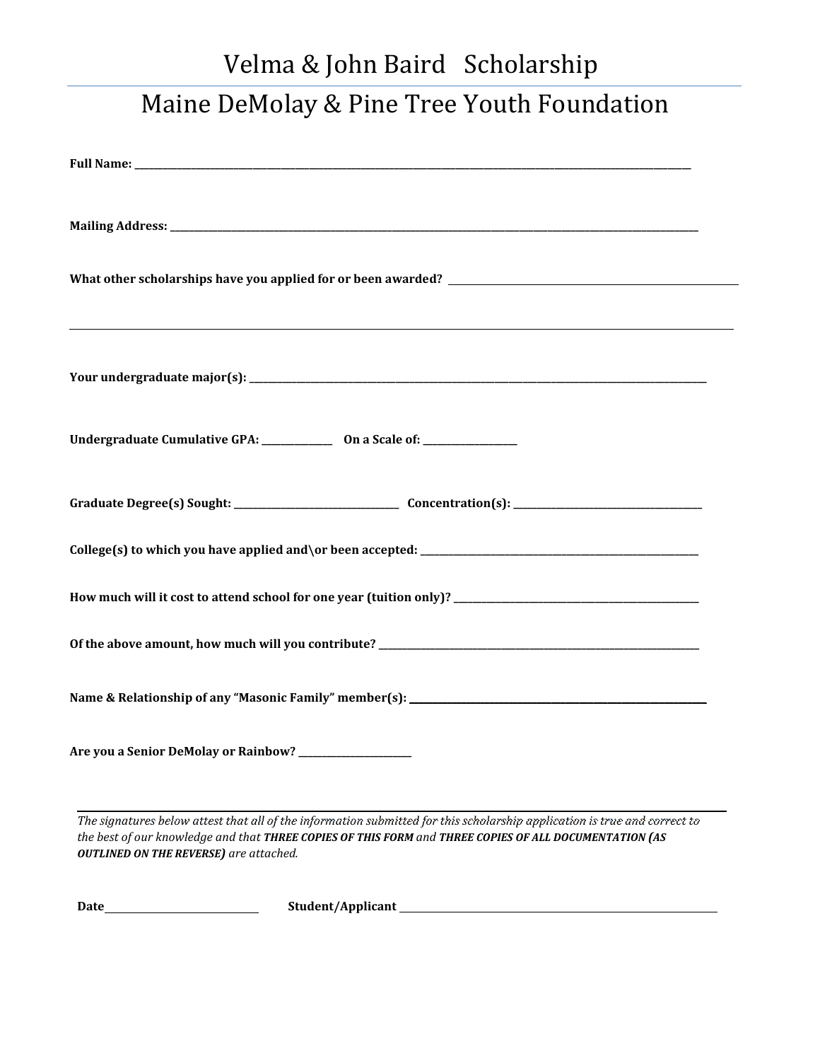# Velma & John Baird Scholarship

## Maine DeMolay & Pine Tree Youth Foundation

**Full Name:** ____________________________________________________________________________________________

**Mailing Address:** ________________________________________________________________________________________

**What other scholarships have you applied for or been awarded?** ______________________________________________

______________________________________________________________________________________________________

**Your undergraduate major(s):** _____________________________________________________________________________

**Undergraduate Cumulative GPA:** ______________ **On a Scale of:** __________________

**Graduate Degree(s) Sought:** ________________________________ **Concentration(s):** _____________________________________

**College(s) to which you have applied and\or been accepted:** _____________________________________________________

**How much will it cost to attend school for one year (tuition only)?** _________________________________________

**Of the above amount, how much will you contribute?** ______________________________________________________

**Name & Relationship of any "Masonic Family" member(s):** __________________________________________________

**Are you a Senior DeMolay or Rainbow?** ______________________

---

*The signatures below attest that all of the information submitted for this scholarship application is true and correct to the best of our knowledge and that **THREE COPIES OF THIS FORM** and **THREE COPIES OF ALL DOCUMENTATION (AS OUTLINED ON THE REVERSE)** are attached.*

**Date** ____________________________ **Student/Applicant** ____________________________________________________________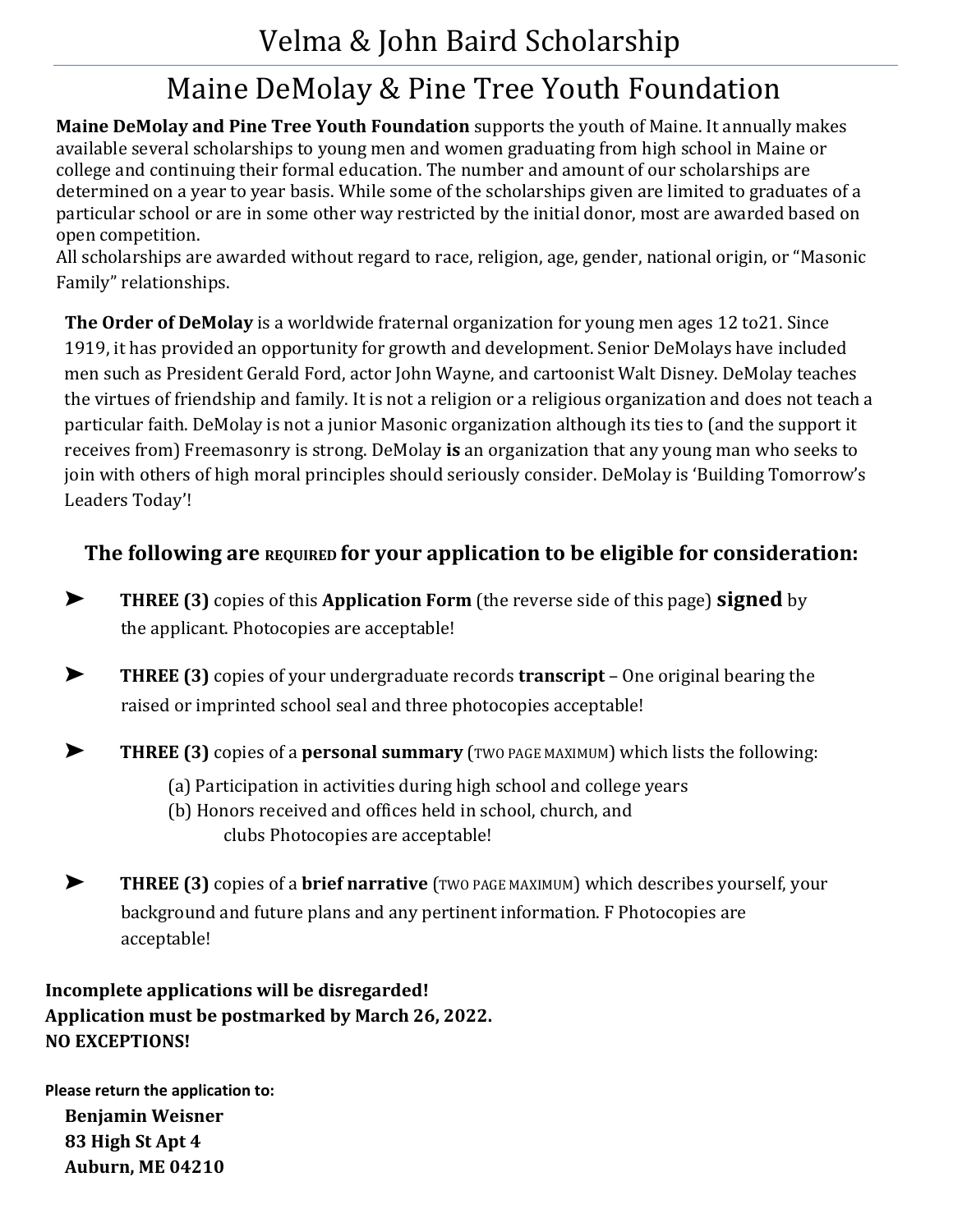# Velma & John Baird Scholarship

## Maine DeMolay & Pine Tree Youth Foundation

**Maine DeMolay and Pine Tree Youth Foundation** supports the youth of Maine. It annually makes available several scholarships to young men and women graduating from high school in Maine or college and continuing their formal education. The number and amount of our scholarships are determined on a year to year basis. While some of the scholarships given are limited to graduates of a particular school or are in some other way restricted by the initial donor, most are awarded based on open competition.
All scholarships are awarded without regard to race, religion, age, gender, national origin, or "Masonic Family" relationships.

**The Order of DeMolay** is a worldwide fraternal organization for young men ages 12 to21. Since 1919, it has provided an opportunity for growth and development. Senior DeMolays have included men such as President Gerald Ford, actor John Wayne, and cartoonist Walt Disney. DeMolay teaches the virtues of friendship and family. It is not a religion or a religious organization and does not teach a particular faith. DeMolay is not a junior Masonic organization although its ties to (and the support it receives from) Freemasonry is strong. DeMolay **is** an organization that any young man who seeks to join with others of high moral principles should seriously consider. DeMolay is 'Building Tomorrow's Leaders Today'!

### The following are REQUIRED for your application to be eligible for consideration:

- **THREE (3)** copies of this **Application Form** (the reverse side of this page) **signed** by the applicant. Photocopies are acceptable!

- **THREE (3)** copies of your undergraduate records **transcript** – One original bearing the raised or imprinted school seal and three photocopies acceptable!

- **THREE (3)** copies of a **personal summary** (TWO PAGE MAXIMUM) which lists the following:
  (a) Participation in activities during high school and college years
  (b) Honors received and offices held in school, church, and clubs Photocopies are acceptable!

- **THREE (3)** copies of a **brief narrative** (TWO PAGE MAXIMUM) which describes yourself, your background and future plans and any pertinent information. F Photocopies are acceptable!

**Incomplete applications will be disregarded!**
**Application must be postmarked by March 26, 2022.**
**NO EXCEPTIONS!**

**Please return the application to:**
**Benjamin Weisner**
**83 High St Apt 4**
**Auburn, ME 04210**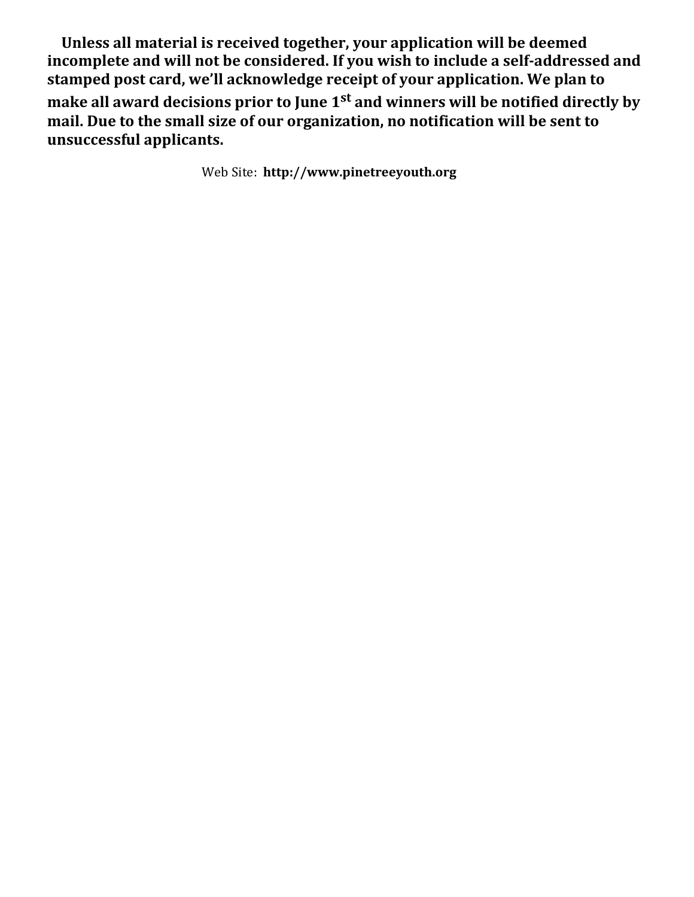**Unless all material is received together, your application will be deemed incomplete and will not be considered. If you wish to include a self-addressed and stamped post card, we'll acknowledge receipt of your application. We plan to make all award decisions prior to June 1st and winners will be notified directly by mail. Due to the small size of our organization, no notification will be sent to unsuccessful applicants.**

Web Site: **http://www.pinetreeyouth.org**